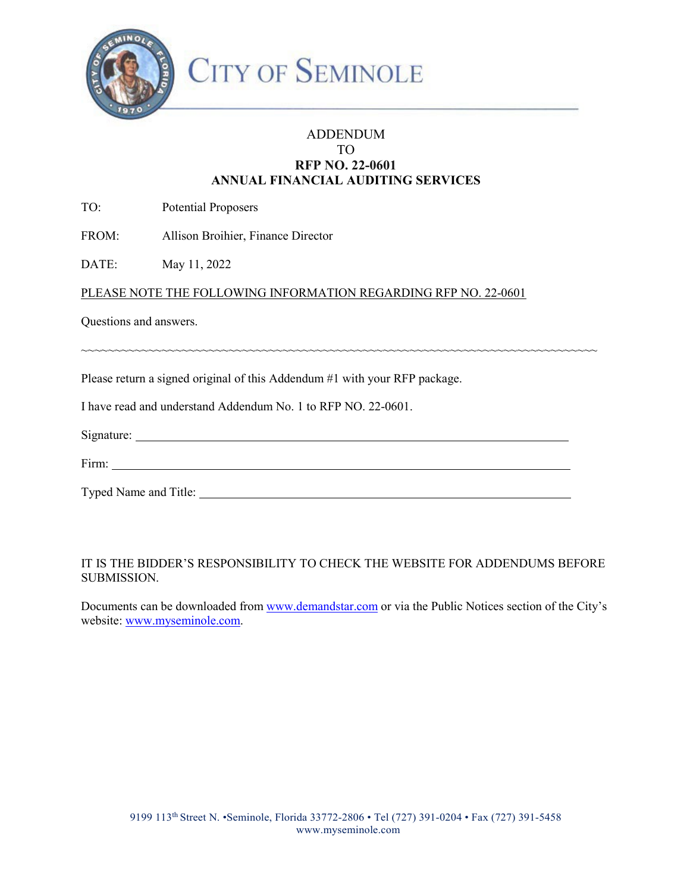# CITY OF SEMINOLE

ADDENDUM
TO
**RFP NO. 22-0601**
**ANNUAL FINANCIAL AUDITING SERVICES**

TO: Potential Proposers

FROM: Allison Broihier, Finance Director

DATE: May 11, 2022

PLEASE NOTE THE FOLLOWING INFORMATION REGARDING RFP NO. 22-0601

Questions and answers.

~~~~~~~~~~~~~~~~~~~~~~~~~~~~~~~~~~~~~~~~~~~~~~~~~~~~~~~~~~~~~~~~~~~~~~~~~~~~~~~~~~~~~~~

Please return a signed original of this Addendum #1 with your RFP package.

I have read and understand Addendum No. 1 to RFP NO. 22-0601.

Signature: ______________________________________________________________

Firm: __________________________________________________________________

Typed Name and Title: ____________________________________________________

IT IS THE BIDDER'S RESPONSIBILITY TO CHECK THE WEBSITE FOR ADDENDUMS BEFORE SUBMISSION.

Documents can be downloaded from www.demandstar.com or via the Public Notices section of the City's website: www.myseminole.com.

9199 113th Street N. •Seminole, Florida 33772-2806 • Tel (727) 391-0204 • Fax (727) 391-5458
www.myseminole.com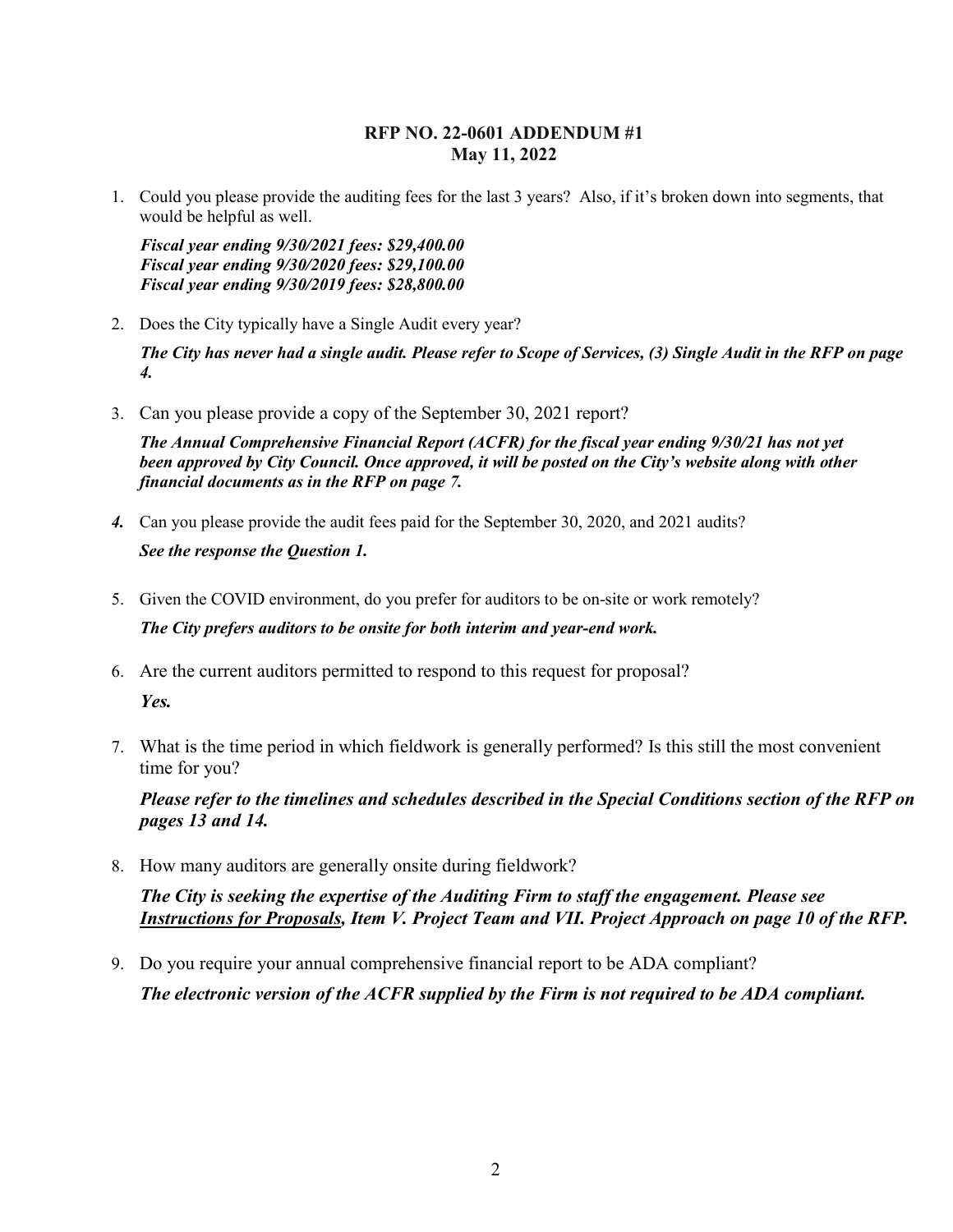**RFP NO. 22-0601 ADDENDUM #1**
**May 11, 2022**

1. Could you please provide the auditing fees for the last 3 years? Also, if it's broken down into segments, that would be helpful as well.

   ***Fiscal year ending 9/30/2021 fees: $29,400.00***
   ***Fiscal year ending 9/30/2020 fees: $29,100.00***
   ***Fiscal year ending 9/30/2019 fees: $28,800.00***

2. Does the City typically have a Single Audit every year?

   ***The City has never had a single audit. Please refer to Scope of Services, (3) Single Audit in the RFP on page 4.***

3. Can you please provide a copy of the September 30, 2021 report?

   ***The Annual Comprehensive Financial Report (ACFR) for the fiscal year ending 9/30/21 has not yet been approved by City Council. Once approved, it will be posted on the City's website along with other financial documents as in the RFP on page 7.***

4. Can you please provide the audit fees paid for the September 30, 2020, and 2021 audits?

   ***See the response the Question 1.***

5. Given the COVID environment, do you prefer for auditors to be on-site or work remotely?

   ***The City prefers auditors to be onsite for both interim and year-end work.***

6. Are the current auditors permitted to respond to this request for proposal?

   ***Yes.***

7. What is the time period in which fieldwork is generally performed? Is this still the most convenient time for you?

   ***Please refer to the timelines and schedules described in the Special Conditions section of the RFP on pages 13 and 14.***

8. How many auditors are generally onsite during fieldwork?

   ***The City is seeking the expertise of the Auditing Firm to staff the engagement. Please see <u>Instructions for Proposals</u>, Item V. Project Team and VII. Project Approach on page 10 of the RFP.***

9. Do you require your annual comprehensive financial report to be ADA compliant?

   ***The electronic version of the ACFR supplied by the Firm is not required to be ADA compliant.***